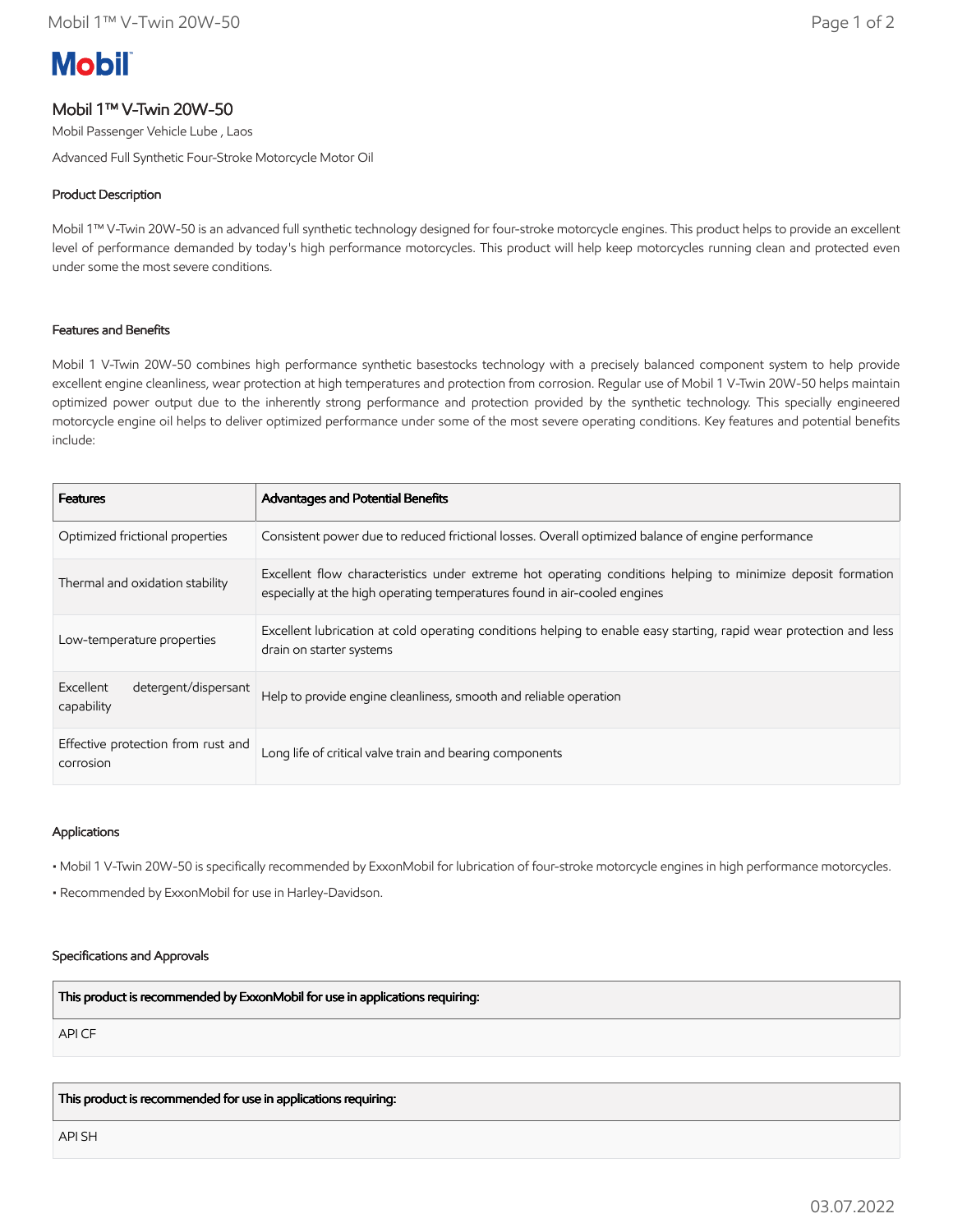Mobil

# Mobil 1™ V-Twin 20W-50

Mobil Passenger Vehicle Lube , Laos

Advanced Full Synthetic Four-Stroke Motorcycle Motor Oil

## Product Description

Mobil 1™ V-Twin 20W-50 is an advanced full synthetic technology designed for four-stroke motorcycle engines. This product helps to provide an excellent level of performance demanded by today's high performance motorcycles. This product will help keep motorcycles running clean and protected even under some the most severe conditions.

## Features and Benefits

Mobil 1 V-Twin 20W-50 combines high performance synthetic basestocks technology with a precisely balanced component system to help provide excellent engine cleanliness, wear protection at high temperatures and protection from corrosion. Regular use of Mobil 1 V-Twin 20W-50 helps maintain optimized power output due to the inherently strong performance and protection provided by the synthetic technology. This specially engineered motorcycle engine oil helps to deliver optimized performance under some of the most severe operating conditions. Key features and potential benefits include:

| Features | Advantages and Potential Benefits |
| --- | --- |
| Optimized frictional properties | Consistent power due to reduced frictional losses. Overall optimized balance of engine performance |
| Thermal and oxidation stability | Excellent flow characteristics under extreme hot operating conditions helping to minimize deposit formation especially at the high operating temperatures found in air-cooled engines |
| Low-temperature properties | Excellent lubrication at cold operating conditions helping to enable easy starting, rapid wear protection and less drain on starter systems |
| Excellent detergent/dispersant capability | Help to provide engine cleanliness, smooth and reliable operation |
| Effective protection from rust and corrosion | Long life of critical valve train and bearing components |

## Applications

- Mobil 1 V-Twin 20W-50 is specifically recommended by ExxonMobil for lubrication of four-stroke motorcycle engines in high performance motorcycles.
- Recommended by ExxonMobil for use in Harley-Davidson.

## Specifications and Approvals

| This product is recommended by ExxonMobil for use in applications requiring: |
| --- |
| API CF |

| This product is recommended for use in applications requiring: |
| --- |
| API SH |

03.07.2022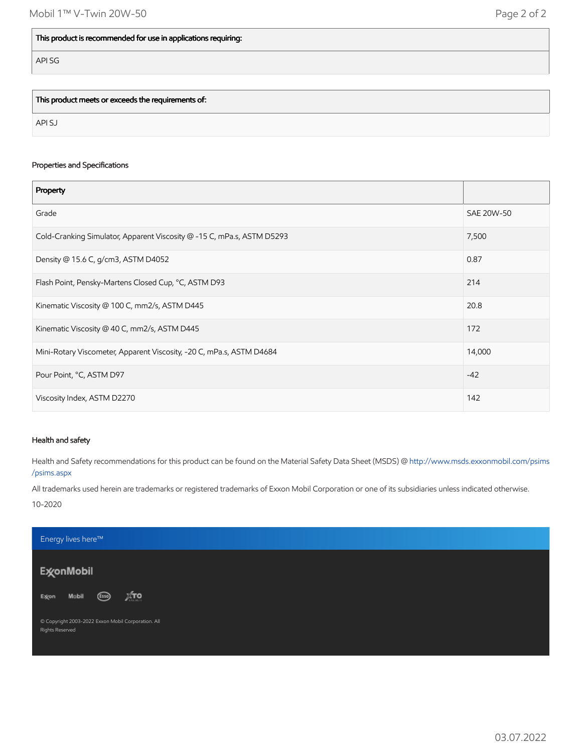| This product is recommended for use in applications requiring: |
| --- |
| API SG |

| This product meets or exceeds the requirements of: |
| --- |
| API SJ |

### Properties and Specifications

| Property | |
| --- | --- |
| Grade | SAE 20W-50 |
| Cold-Cranking Simulator, Apparent Viscosity @ -15 C, mPa.s, ASTM D5293 | 7,500 |
| Density @ 15.6 C, g/cm3, ASTM D4052 | 0.87 |
| Flash Point, Pensky-Martens Closed Cup, °C, ASTM D93 | 214 |
| Kinematic Viscosity @ 100 C, mm2/s, ASTM D445 | 20.8 |
| Kinematic Viscosity @ 40 C, mm2/s, ASTM D445 | 172 |
| Mini-Rotary Viscometer, Apparent Viscosity, -20 C, mPa.s, ASTM D4684 | 14,000 |
| Pour Point, °C, ASTM D97 | -42 |
| Viscosity Index, ASTM D2270 | 142 |

### Health and safety

Health and Safety recommendations for this product can be found on the Material Safety Data Sheet (MSDS) @ http://www.msds.exxonmobil.com/psims/psims.aspx

All trademarks used herein are trademarks or registered trademarks of Exxon Mobil Corporation or one of its subsidiaries unless indicated otherwise.

10-2020

Energy lives here™

ExxonMobil

Exxon Mobil Esso XTO

© Copyright 2003-2022 Exxon Mobil Corporation. All Rights Reserved